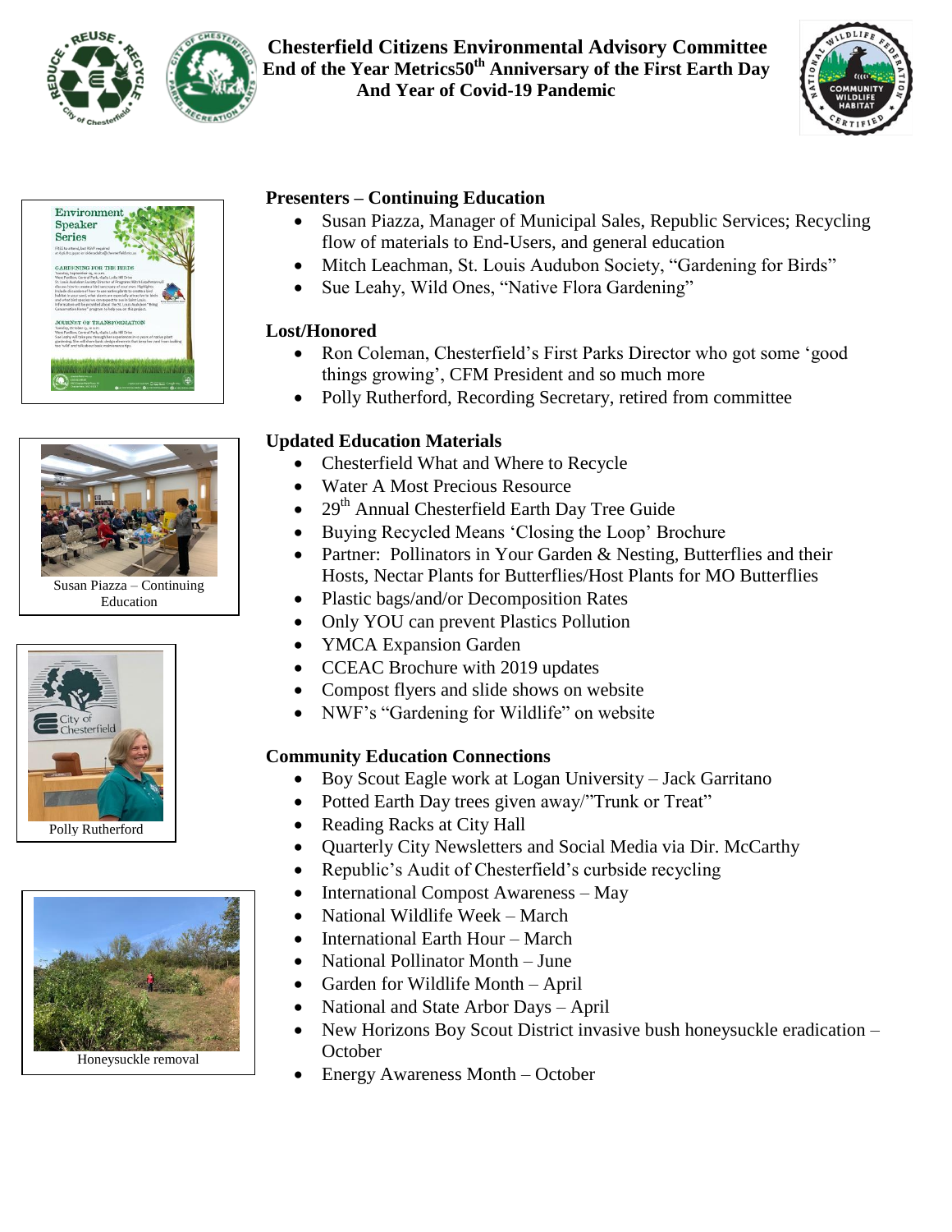# Chesterfield Citizens Environmental Advisory Committee
## End of the Year Metrics50th Anniversary of the First Earth Day
## And Year of Covid-19 Pandemic

### Presenters – Continuing Education

- Susan Piazza, Manager of Municipal Sales, Republic Services; Recycling flow of materials to End-Users, and general education
- Mitch Leachman, St. Louis Audubon Society, "Gardening for Birds"
- Sue Leahy, Wild Ones, "Native Flora Gardening"

### Lost/Honored

- Ron Coleman, Chesterfield's First Parks Director who got some 'good things growing', CFM President and so much more
- Polly Rutherford, Recording Secretary, retired from committee

### Updated Education Materials

- Chesterfield What and Where to Recycle
- Water A Most Precious Resource
- 29th Annual Chesterfield Earth Day Tree Guide
- Buying Recycled Means 'Closing the Loop' Brochure
- Partner: Pollinators in Your Garden & Nesting, Butterflies and their Hosts, Nectar Plants for Butterflies/Host Plants for MO Butterflies
- Plastic bags/and/or Decomposition Rates
- Only YOU can prevent Plastics Pollution
- YMCA Expansion Garden
- CCEAC Brochure with 2019 updates
- Compost flyers and slide shows on website
- NWF's "Gardening for Wildlife" on website

### Community Education Connections

- Boy Scout Eagle work at Logan University – Jack Garritano
- Potted Earth Day trees given away/"Trunk or Treat"
- Reading Racks at City Hall
- Quarterly City Newsletters and Social Media via Dir. McCarthy
- Republic's Audit of Chesterfield's curbside recycling
- International Compost Awareness – May
- National Wildlife Week – March
- International Earth Hour – March
- National Pollinator Month – June
- Garden for Wildlife Month – April
- National and State Arbor Days – April
- New Horizons Boy Scout District invasive bush honeysuckle eradication – October
- Energy Awareness Month – October

Susan Piazza – Continuing Education

Polly Rutherford

Honeysuckle removal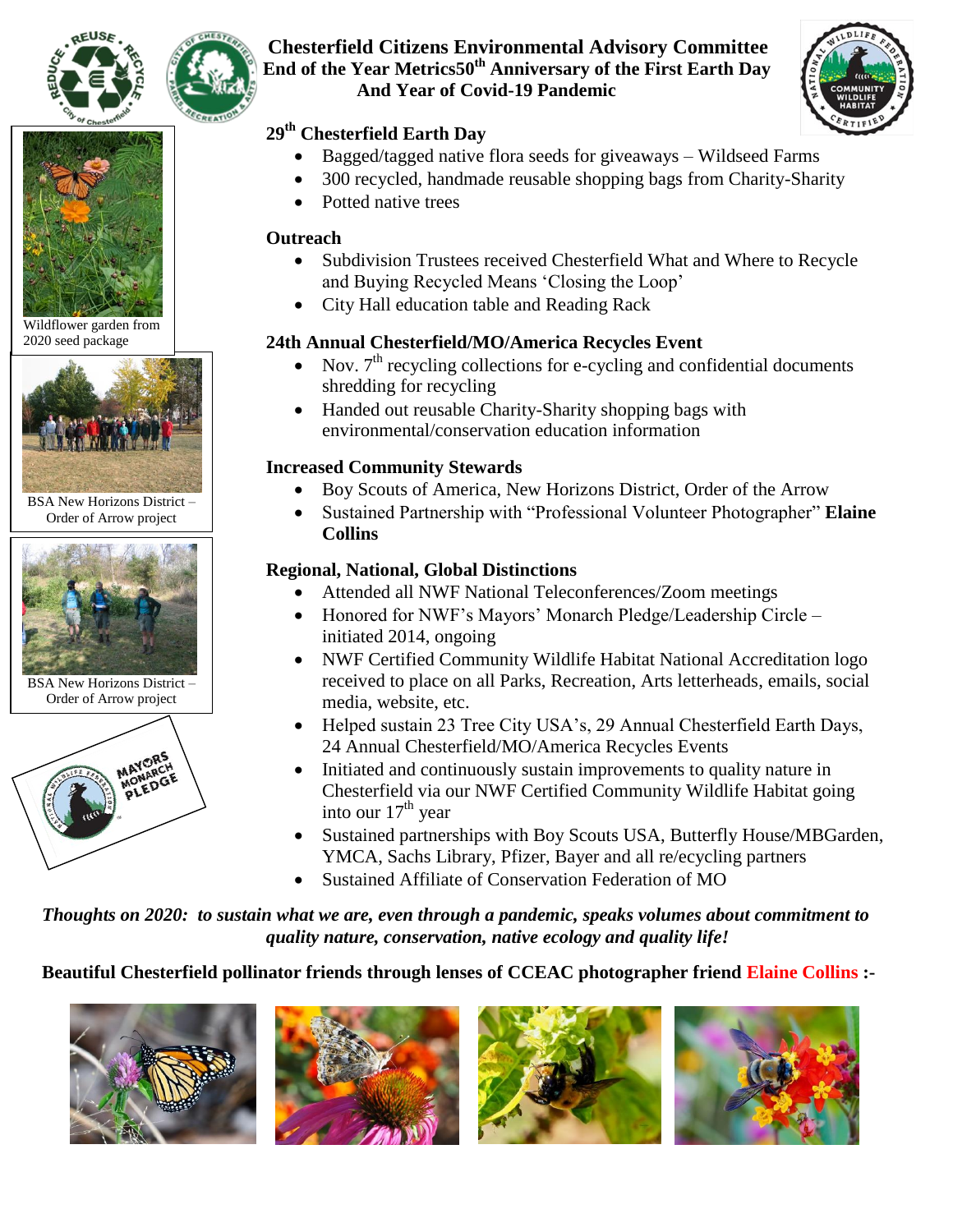# Chesterfield Citizens Environmental Advisory Committee
# End of the Year Metrics50th Anniversary of the First Earth Day
# And Year of Covid-19 Pandemic

Wildflower garden from 2020 seed package

BSA New Horizons District – Order of Arrow project

BSA New Horizons District – Order of Arrow project

## 29th Chesterfield Earth Day

- Bagged/tagged native flora seeds for giveaways – Wildseed Farms
- 300 recycled, handmade reusable shopping bags from Charity-Sharity
- Potted native trees

## Outreach

- Subdivision Trustees received Chesterfield What and Where to Recycle and Buying Recycled Means 'Closing the Loop'
- City Hall education table and Reading Rack

## 24th Annual Chesterfield/MO/America Recycles Event

- Nov. 7th recycling collections for e-cycling and confidential documents shredding for recycling
- Handed out reusable Charity-Sharity shopping bags with environmental/conservation education information

## Increased Community Stewards

- Boy Scouts of America, New Horizons District, Order of the Arrow
- Sustained Partnership with "Professional Volunteer Photographer" **Elaine Collins**

## Regional, National, Global Distinctions

- Attended all NWF National Teleconferences/Zoom meetings
- Honored for NWF's Mayors' Monarch Pledge/Leadership Circle – initiated 2014, ongoing
- NWF Certified Community Wildlife Habitat National Accreditation logo received to place on all Parks, Recreation, Arts letterheads, emails, social media, website, etc.
- Helped sustain 23 Tree City USA's, 29 Annual Chesterfield Earth Days, 24 Annual Chesterfield/MO/America Recycles Events
- Initiated and continuously sustain improvements to quality nature in Chesterfield via our NWF Certified Community Wildlife Habitat going into our 17th year
- Sustained partnerships with Boy Scouts USA, Butterfly House/MBGarden, YMCA, Sachs Library, Pfizer, Bayer and all re/ecycling partners
- Sustained Affiliate of Conservation Federation of MO

***Thoughts on 2020: to sustain what we are, even through a pandemic, speaks volumes about commitment to quality nature, conservation, native ecology and quality life!***

**Beautiful Chesterfield pollinator friends through lenses of CCEAC photographer friend Elaine Collins :-**